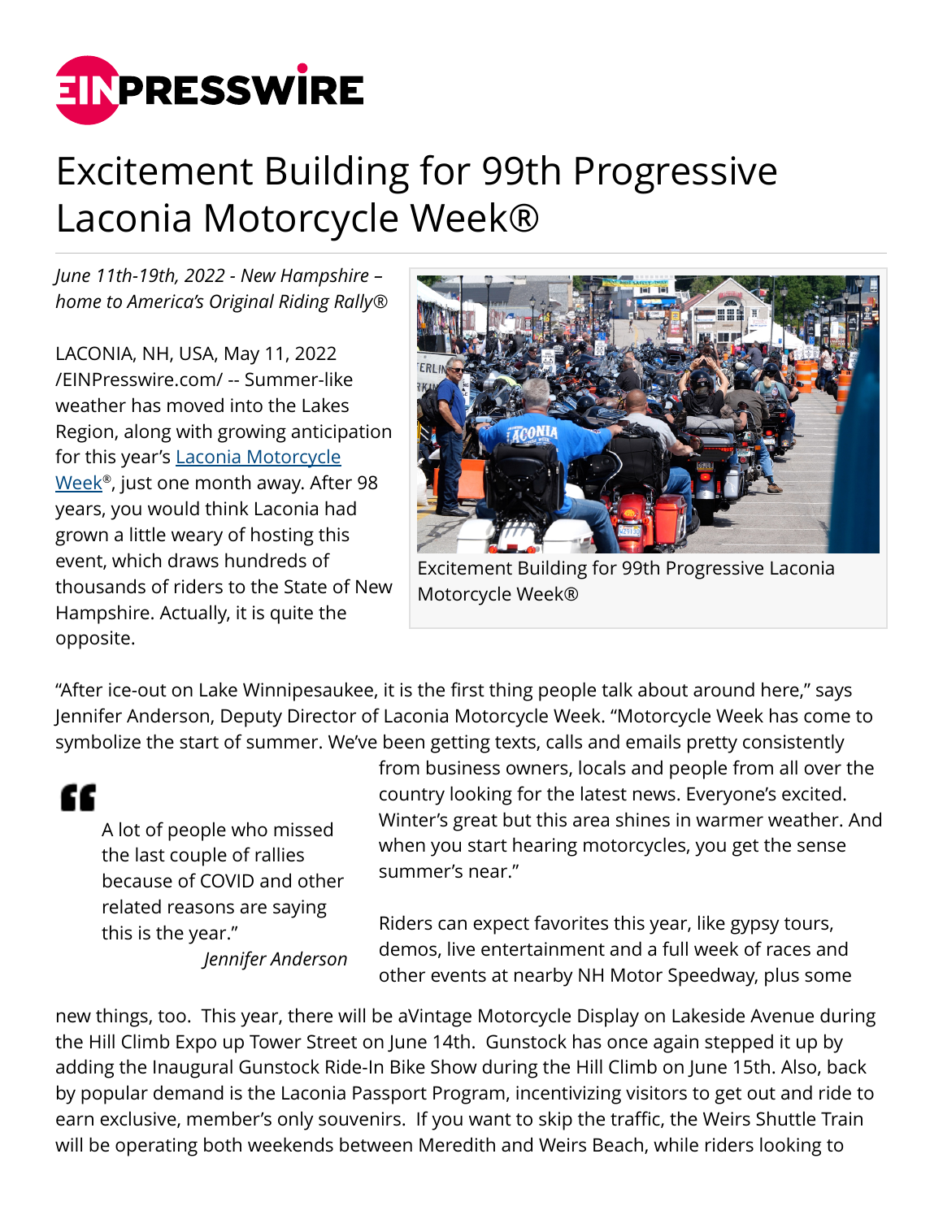# Excitement Building for 99th Progressive Laconia Motorcycle Week®

*June 11th-19th, 2022 - New Hampshire – home to America's Original Riding Rally®*

LACONIA, NH, USA, May 11, 2022 /EINPresswire.com/ -- Summer-like weather has moved into the Lakes Region, along with growing anticipation for this year's Laconia Motorcycle Week®, just one month away. After 98 years, you would think Laconia had grown a little weary of hosting this event, which draws hundreds of thousands of riders to the State of New Hampshire. Actually, it is quite the opposite.

Excitement Building for 99th Progressive Laconia Motorcycle Week®

"After ice-out on Lake Winnipesaukee, it is the first thing people talk about around here," says Jennifer Anderson, Deputy Director of Laconia Motorcycle Week. "Motorcycle Week has come to symbolize the start of summer. We've been getting texts, calls and emails pretty consistently from business owners, locals and people from all over the country looking for the latest news. Everyone's excited. Winter's great but this area shines in warmer weather. And when you start hearing motorcycles, you get the sense summer's near."

> A lot of people who missed the last couple of rallies because of COVID and other related reasons are saying this is the year."
>
> *Jennifer Anderson*

Riders can expect favorites this year, like gypsy tours, demos, live entertainment and a full week of races and other events at nearby NH Motor Speedway, plus some new things, too. This year, there will be aVintage Motorcycle Display on Lakeside Avenue during the Hill Climb Expo up Tower Street on June 14th. Gunstock has once again stepped it up by adding the Inaugural Gunstock Ride-In Bike Show during the Hill Climb on June 15th. Also, back by popular demand is the Laconia Passport Program, incentivizing visitors to get out and ride to earn exclusive, member's only souvenirs. If you want to skip the traffic, the Weirs Shuttle Train will be operating both weekends between Meredith and Weirs Beach, while riders looking to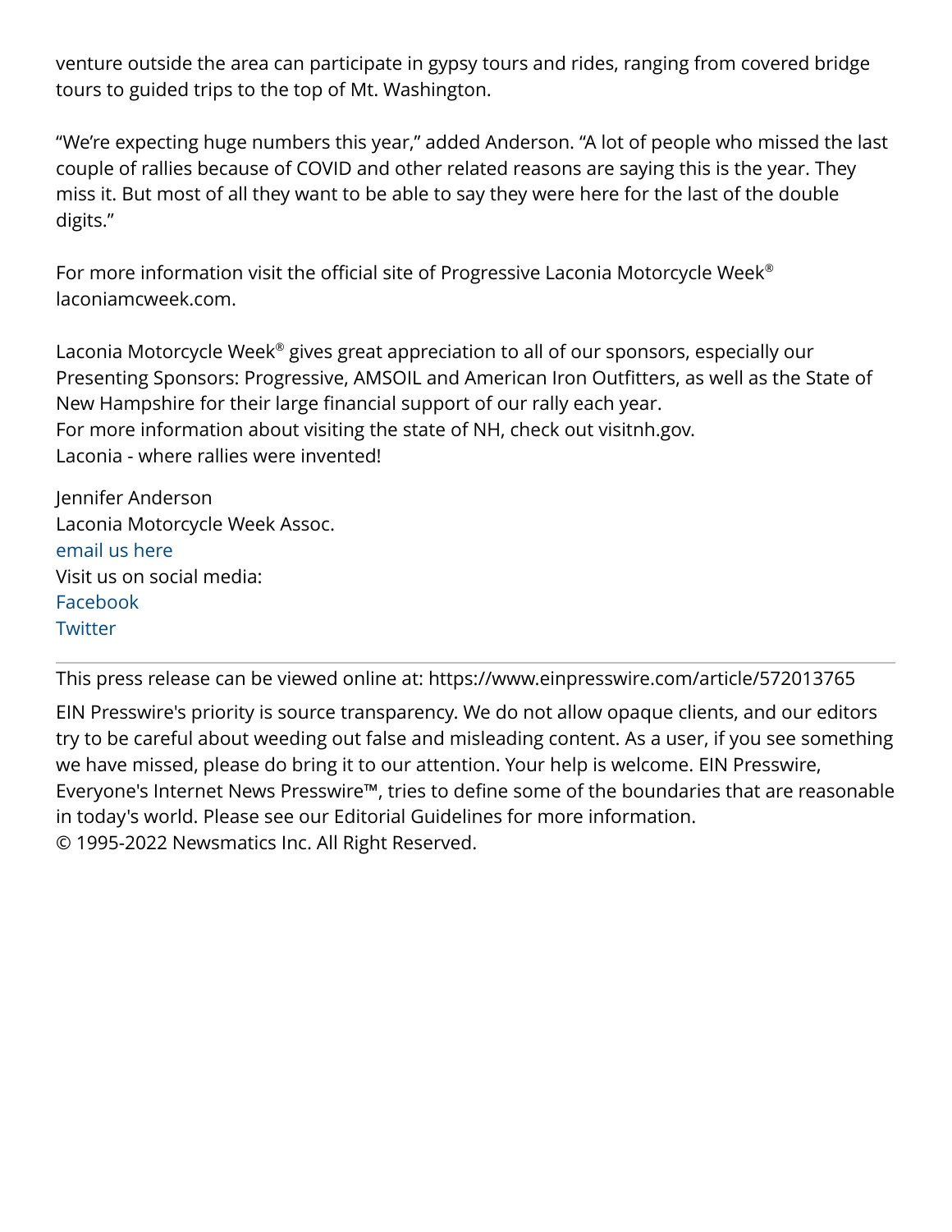venture outside the area can participate in gypsy tours and rides, ranging from covered bridge tours to guided trips to the top of Mt. Washington.

“We’re expecting huge numbers this year,” added Anderson. “A lot of people who missed the last couple of rallies because of COVID and other related reasons are saying this is the year. They miss it. But most of all they want to be able to say they were here for the last of the double digits.”

For more information visit the official site of Progressive Laconia Motorcycle Week® laconiamcweek.com.

Laconia Motorcycle Week® gives great appreciation to all of our sponsors, especially our Presenting Sponsors: Progressive, AMSOIL and American Iron Outfitters, as well as the State of New Hampshire for their large financial support of our rally each year.
For more information about visiting the state of NH, check out visitnh.gov.
Laconia - where rallies were invented!

Jennifer Anderson
Laconia Motorcycle Week Assoc.
email us here
Visit us on social media:
Facebook
Twitter

---

This press release can be viewed online at: https://www.einpresswire.com/article/572013765

EIN Presswire's priority is source transparency. We do not allow opaque clients, and our editors try to be careful about weeding out false and misleading content. As a user, if you see something we have missed, please do bring it to our attention. Your help is welcome. EIN Presswire, Everyone's Internet News Presswire™, tries to define some of the boundaries that are reasonable in today's world. Please see our Editorial Guidelines for more information.
© 1995-2022 Newsmatics Inc. All Right Reserved.